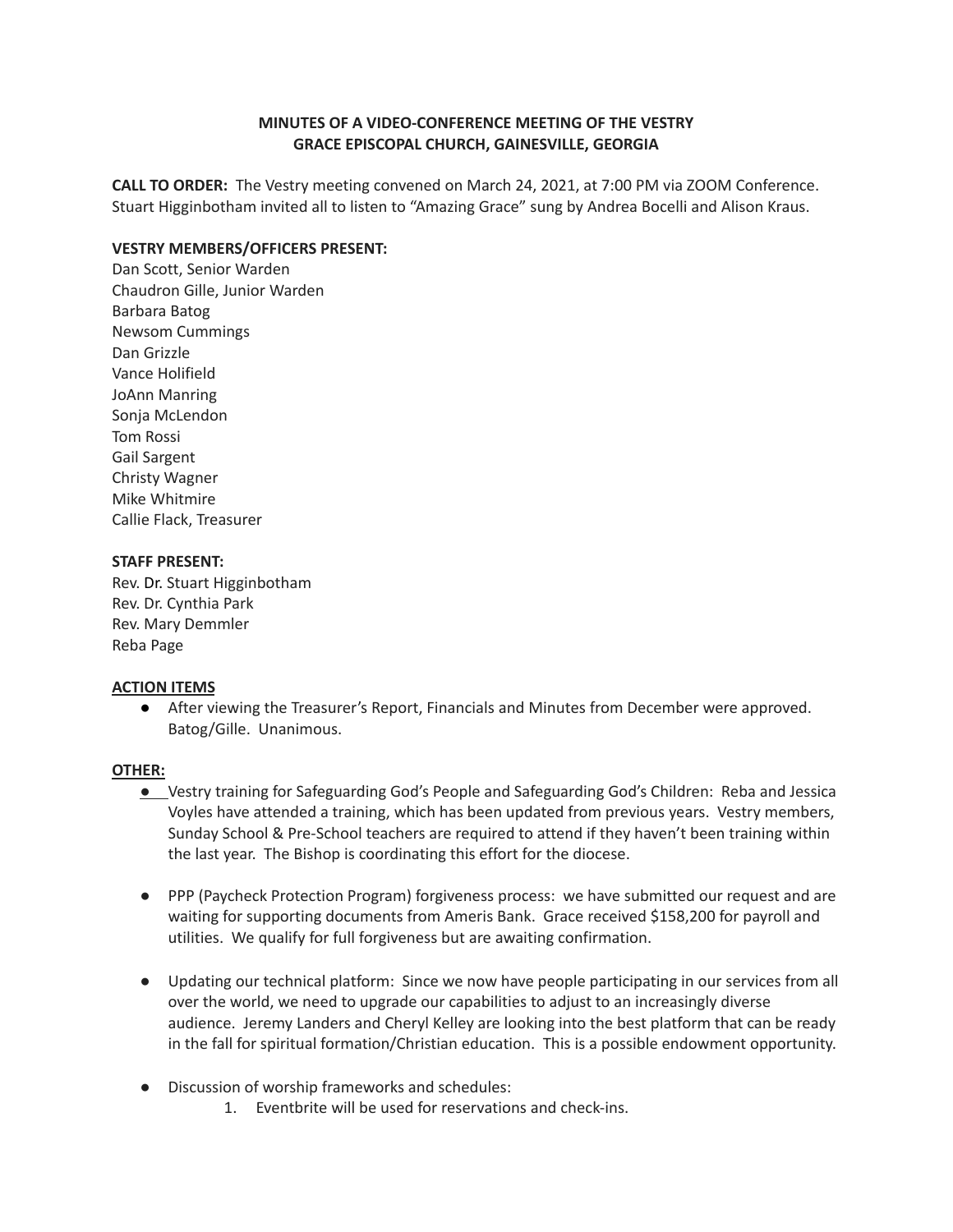# MINUTES OF A VIDEO-CONFERENCE MEETING OF THE VESTRY
# GRACE EPISCOPAL CHURCH, GAINESVILLE, GEORGIA

**CALL TO ORDER:** The Vestry meeting convened on March 24, 2021, at 7:00 PM via ZOOM Conference. Stuart Higginbotham invited all to listen to "Amazing Grace" sung by Andrea Bocelli and Alison Kraus.

**VESTRY MEMBERS/OFFICERS PRESENT:**

Dan Scott, Senior Warden
Chaudron Gille, Junior Warden
Barbara Batog
Newsom Cummings
Dan Grizzle
Vance Holifield
JoAnn Manring
Sonja McLendon
Tom Rossi
Gail Sargent
Christy Wagner
Mike Whitmire
Callie Flack, Treasurer

**STAFF PRESENT:**

Rev. Dr. Stuart Higginbotham
Rev. Dr. Cynthia Park
Rev. Mary Demmler
Reba Page

**ACTION ITEMS**

- After viewing the Treasurer's Report, Financials and Minutes from December were approved. Batog/Gille. Unanimous.

**OTHER:**

- Vestry training for Safeguarding God's People and Safeguarding God's Children: Reba and Jessica Voyles have attended a training, which has been updated from previous years. Vestry members, Sunday School & Pre-School teachers are required to attend if they haven't been training within the last year. The Bishop is coordinating this effort for the diocese.

- PPP (Paycheck Protection Program) forgiveness process: we have submitted our request and are waiting for supporting documents from Ameris Bank. Grace received $158,200 for payroll and utilities. We qualify for full forgiveness but are awaiting confirmation.

- Updating our technical platform: Since we now have people participating in our services from all over the world, we need to upgrade our capabilities to adjust to an increasingly diverse audience. Jeremy Landers and Cheryl Kelley are looking into the best platform that can be ready in the fall for spiritual formation/Christian education. This is a possible endowment opportunity.

- Discussion of worship frameworks and schedules:
    1. Eventbrite will be used for reservations and check-ins.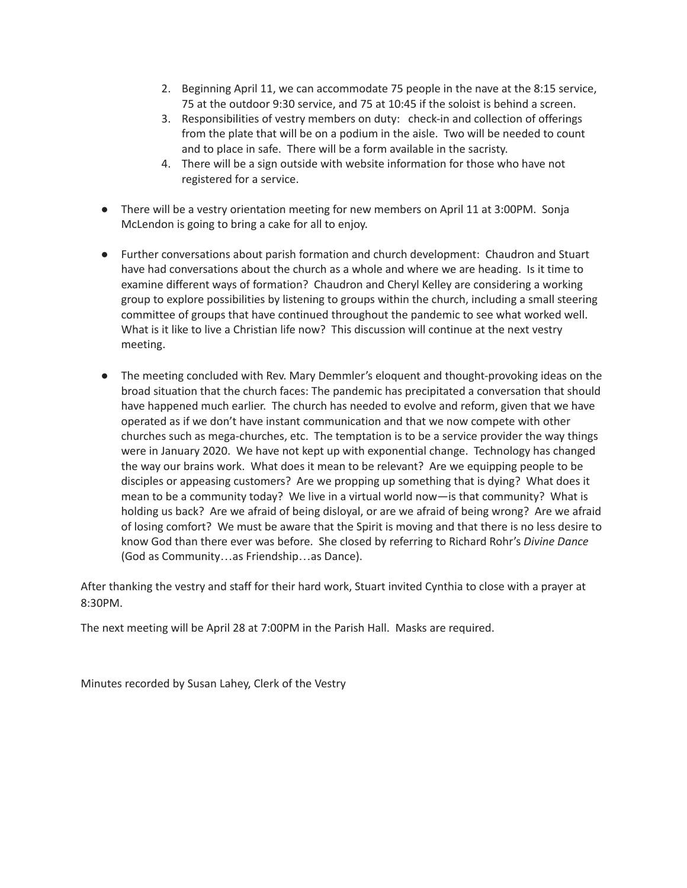2. Beginning April 11, we can accommodate 75 people in the nave at the 8:15 service, 75 at the outdoor 9:30 service, and 75 at 10:45 if the soloist is behind a screen.
3. Responsibilities of vestry members on duty: check-in and collection of offerings from the plate that will be on a podium in the aisle. Two will be needed to count and to place in safe. There will be a form available in the sacristy.
4. There will be a sign outside with website information for those who have not registered for a service.

- There will be a vestry orientation meeting for new members on April 11 at 3:00PM. Sonja McLendon is going to bring a cake for all to enjoy.

- Further conversations about parish formation and church development: Chaudron and Stuart have had conversations about the church as a whole and where we are heading. Is it time to examine different ways of formation? Chaudron and Cheryl Kelley are considering a working group to explore possibilities by listening to groups within the church, including a small steering committee of groups that have continued throughout the pandemic to see what worked well. What is it like to live a Christian life now? This discussion will continue at the next vestry meeting.

- The meeting concluded with Rev. Mary Demmler's eloquent and thought-provoking ideas on the broad situation that the church faces: The pandemic has precipitated a conversation that should have happened much earlier. The church has needed to evolve and reform, given that we have operated as if we don't have instant communication and that we now compete with other churches such as mega-churches, etc. The temptation is to be a service provider the way things were in January 2020. We have not kept up with exponential change. Technology has changed the way our brains work. What does it mean to be relevant? Are we equipping people to be disciples or appeasing customers? Are we propping up something that is dying? What does it mean to be a community today? We live in a virtual world now—is that community? What is holding us back? Are we afraid of being disloyal, or are we afraid of being wrong? Are we afraid of losing comfort? We must be aware that the Spirit is moving and that there is no less desire to know God than there ever was before. She closed by referring to Richard Rohr's *Divine Dance* (God as Community…as Friendship…as Dance).

After thanking the vestry and staff for their hard work, Stuart invited Cynthia to close with a prayer at 8:30PM.

The next meeting will be April 28 at 7:00PM in the Parish Hall. Masks are required.

Minutes recorded by Susan Lahey, Clerk of the Vestry